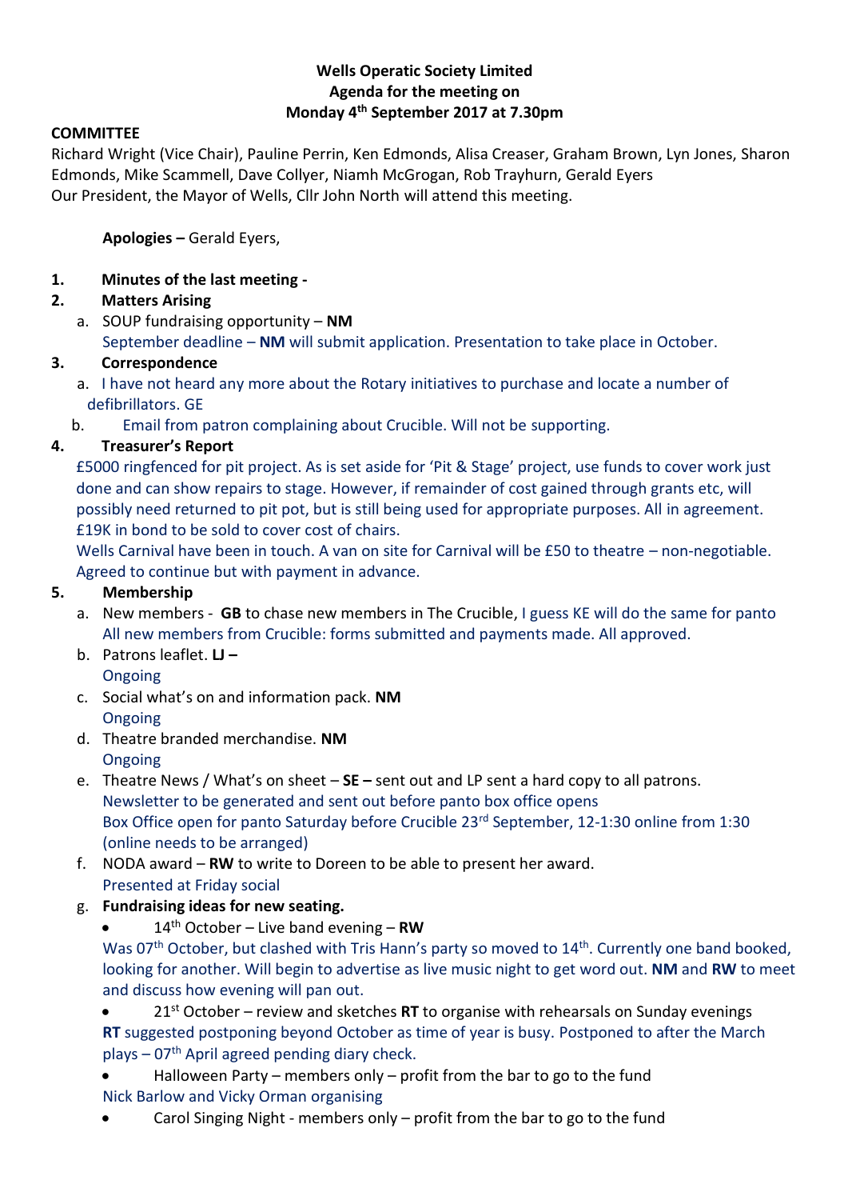**Wells Operatic Society Limited**
**Agenda for the meeting on**
**Monday 4th September 2017 at 7.30pm**

**COMMITTEE**

Richard Wright (Vice Chair), Pauline Perrin, Ken Edmonds, Alisa Creaser, Graham Brown, Lyn Jones, Sharon Edmonds, Mike Scammell, Dave Collyer, Niamh McGrogan, Rob Trayhurn, Gerald Eyers
Our President, the Mayor of Wells, Cllr John North will attend this meeting.

**Apologies –** Gerald Eyers,

1. **Minutes of the last meeting -**
2. **Matters Arising**
   a. SOUP fundraising opportunity – **NM**
      September deadline – **NM** will submit application. Presentation to take place in October.
3. **Correspondence**
   a. I have not heard any more about the Rotary initiatives to purchase and locate a number of defibrillators. GE
   b. Email from patron complaining about Crucible. Will not be supporting.
4. **Treasurer's Report**
   £5000 ringfenced for pit project. As is set aside for 'Pit & Stage' project, use funds to cover work just done and can show repairs to stage. However, if remainder of cost gained through grants etc, will possibly need returned to pit pot, but is still being used for appropriate purposes. All in agreement. £19K in bond to be sold to cover cost of chairs.
   Wells Carnival have been in touch. A van on site for Carnival will be £50 to theatre – non-negotiable. Agreed to continue but with payment in advance.
5. **Membership**
   a. New members - **GB** to chase new members in The Crucible, I guess KE will do the same for panto
      All new members from Crucible: forms submitted and payments made. All approved.
   b. Patrons leaflet. **LJ –**
      Ongoing
   c. Social what's on and information pack. **NM**
      Ongoing
   d. Theatre branded merchandise. **NM**
      Ongoing
   e. Theatre News / What's on sheet – **SE –** sent out and LP sent a hard copy to all patrons.
      Newsletter to be generated and sent out before panto box office opens
      Box Office open for panto Saturday before Crucible 23rd September, 12-1:30 online from 1:30 (online needs to be arranged)
   f. NODA award – **RW** to write to Doreen to be able to present her award.
      Presented at Friday social
   g. **Fundraising ideas for new seating.**
      - 14th October – Live band evening – **RW**
        Was 07th October, but clashed with Tris Hann's party so moved to 14th. Currently one band booked, looking for another. Will begin to advertise as live music night to get word out. **NM** and **RW** to meet and discuss how evening will pan out.
      - 21st October – review and sketches **RT** to organise with rehearsals on Sunday evenings
        **RT** suggested postponing beyond October as time of year is busy. Postponed to after the March plays – 07th April agreed pending diary check.
      - Halloween Party – members only – profit from the bar to go to the fund
        Nick Barlow and Vicky Orman organising
      - Carol Singing Night - members only – profit from the bar to go to the fund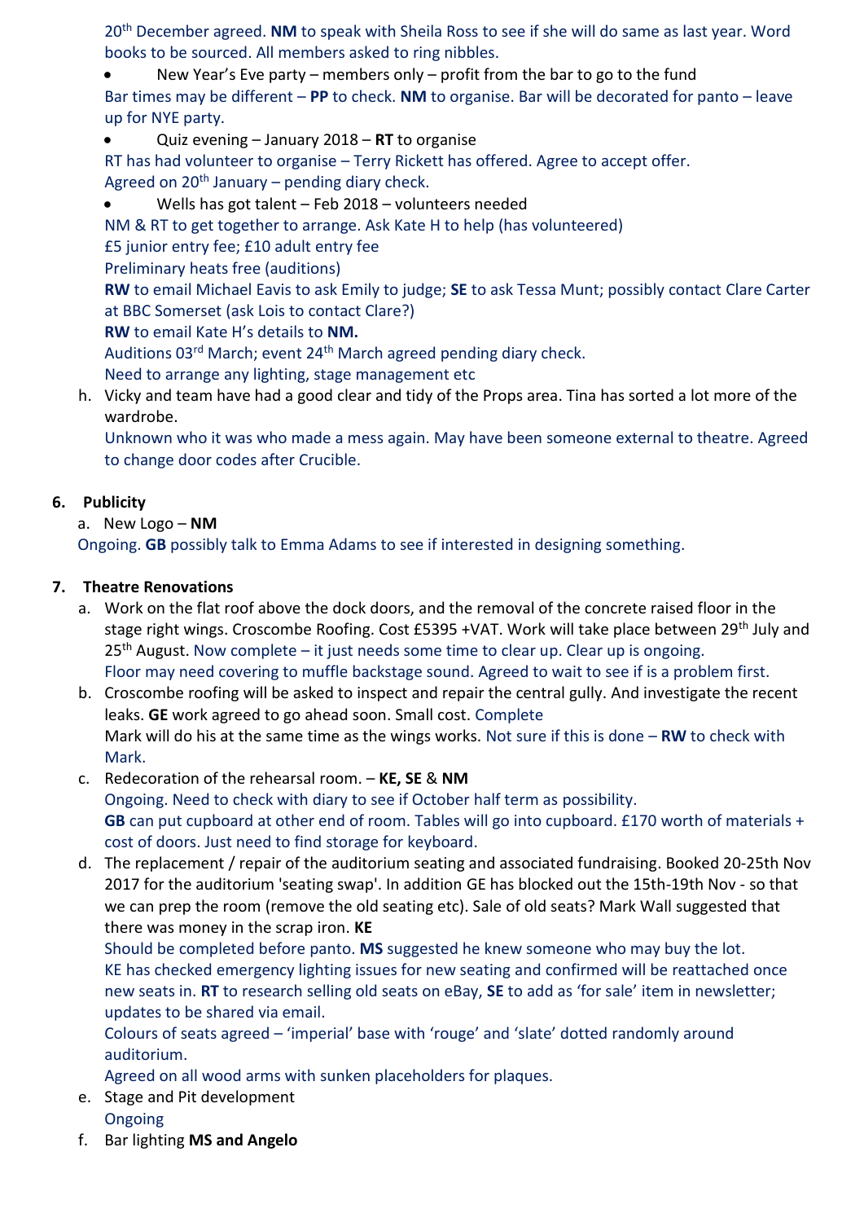20th December agreed. **NM** to speak with Sheila Ross to see if she will do same as last year. Word books to be sourced. All members asked to ring nibbles.

- New Year's Eve party – members only – profit from the bar to go to the fund

Bar times may be different – **PP** to check. **NM** to organise. Bar will be decorated for panto – leave up for NYE party.

- Quiz evening – January 2018 – **RT** to organise

RT has had volunteer to organise – Terry Rickett has offered. Agree to accept offer.
Agreed on 20th January – pending diary check.

- Wells has got talent – Feb 2018 – volunteers needed

NM & RT to get together to arrange. Ask Kate H to help (has volunteered)
£5 junior entry fee; £10 adult entry fee
Preliminary heats free (auditions)
**RW** to email Michael Eavis to ask Emily to judge; **SE** to ask Tessa Munt; possibly contact Clare Carter at BBC Somerset (ask Lois to contact Clare?)
**RW** to email Kate H's details to **NM.**
Auditions 03rd March; event 24th March agreed pending diary check.
Need to arrange any lighting, stage management etc

h. Vicky and team have had a good clear and tidy of the Props area. Tina has sorted a lot more of the wardrobe.
Unknown who it was who made a mess again. May have been someone external to theatre. Agreed to change door codes after Crucible.

## 6. Publicity

a. New Logo – **NM**
Ongoing. **GB** possibly talk to Emma Adams to see if interested in designing something.

## 7. Theatre Renovations

a. Work on the flat roof above the dock doors, and the removal of the concrete raised floor in the stage right wings. Croscombe Roofing. Cost £5395 +VAT. Work will take place between 29th July and 25th August. Now complete – it just needs some time to clear up. Clear up is ongoing.
Floor may need covering to muffle backstage sound. Agreed to wait to see if is a problem first.

b. Croscombe roofing will be asked to inspect and repair the central gully. And investigate the recent leaks. **GE** work agreed to go ahead soon. Small cost. Complete
Mark will do his at the same time as the wings works. Not sure if this is done – **RW** to check with Mark.

c. Redecoration of the rehearsal room. – **KE, SE** & **NM**
Ongoing. Need to check with diary to see if October half term as possibility.
**GB** can put cupboard at other end of room. Tables will go into cupboard. £170 worth of materials + cost of doors. Just need to find storage for keyboard.

d. The replacement / repair of the auditorium seating and associated fundraising. Booked 20-25th Nov 2017 for the auditorium 'seating swap'. In addition GE has blocked out the 15th-19th Nov - so that we can prep the room (remove the old seating etc). Sale of old seats? Mark Wall suggested that there was money in the scrap iron. **KE**
Should be completed before panto. **MS** suggested he knew someone who may buy the lot.
KE has checked emergency lighting issues for new seating and confirmed will be reattached once new seats in. **RT** to research selling old seats on eBay, **SE** to add as 'for sale' item in newsletter; updates to be shared via email.
Colours of seats agreed – 'imperial' base with 'rouge' and 'slate' dotted randomly around auditorium.
Agreed on all wood arms with sunken placeholders for plaques.

e. Stage and Pit development
Ongoing

f. Bar lighting **MS and Angelo**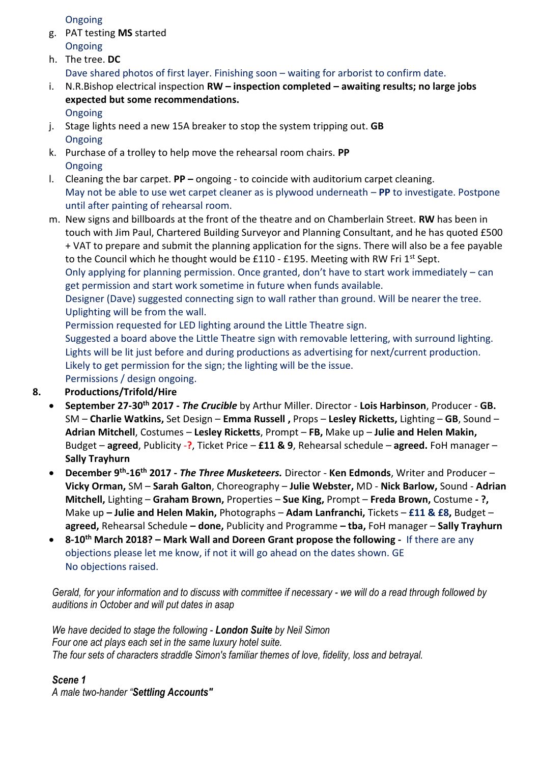Ongoing

g. PAT testing **MS** started
   Ongoing
h. The tree. **DC**
   Dave shared photos of first layer. Finishing soon – waiting for arborist to confirm date.
i. N.R.Bishop electrical inspection **RW – inspection completed – awaiting results; no large jobs expected but some recommendations.**
   Ongoing
j. Stage lights need a new 15A breaker to stop the system tripping out. **GB**
   Ongoing
k. Purchase of a trolley to help move the rehearsal room chairs. **PP**
   Ongoing
l. Cleaning the bar carpet. **PP –** ongoing - to coincide with auditorium carpet cleaning.
   May not be able to use wet carpet cleaner as is plywood underneath – **PP** to investigate. Postpone until after painting of rehearsal room.
m. New signs and billboards at the front of the theatre and on Chamberlain Street. **RW** has been in touch with Jim Paul, Chartered Building Surveyor and Planning Consultant, and he has quoted £500 + VAT to prepare and submit the planning application for the signs. There will also be a fee payable to the Council which he thought would be £110 - £195. Meeting with RW Fri 1st Sept.
   Only applying for planning permission. Once granted, don't have to start work immediately – can get permission and start work sometime in future when funds available.
   Designer (Dave) suggested connecting sign to wall rather than ground. Will be nearer the tree. Uplighting will be from the wall.
   Permission requested for LED lighting around the Little Theatre sign.
   Suggested a board above the Little Theatre sign with removable lettering, with surround lighting. Lights will be lit just before and during productions as advertising for next/current production. Likely to get permission for the sign; the lighting will be the issue.
   Permissions / design ongoing.

**8. Productions/Trifold/Hire**

- **September 27-30th 2017 - *The Crucible*** by Arthur Miller. Director - **Lois Harbinson**, Producer - **GB.** SM – **Charlie Watkins,** Set Design – **Emma Russell ,** Props – **Lesley Ricketts,** Lighting – **GB**, Sound – **Adrian Mitchell**, Costumes – **Lesley Ricketts**, Prompt – **FB,** Make up – **Julie and Helen Makin,** Budget – **agreed**, Publicity -**?**, Ticket Price – **£11 & 9**, Rehearsal schedule – **agreed.** FoH manager – **Sally Trayhurn**
- **December 9th-16th 2017 - *The Three Musketeers.*** Director - **Ken Edmonds**, Writer and Producer – **Vicky Orman,** SM – **Sarah Galton**, Choreography – **Julie Webster,** MD - **Nick Barlow,** Sound - **Adrian Mitchell,** Lighting – **Graham Brown,** Properties – **Sue King,** Prompt – **Freda Brown,** Costume **- ?,** Make up **– Julie and Helen Makin,** Photographs – **Adam Lanfranchi,** Tickets – **£11 & £8,** Budget – **agreed,** Rehearsal Schedule **– done,** Publicity and Programme **– tba,** FoH manager – **Sally Trayhurn**
- **8-10th March 2018? – Mark Wall and Doreen Grant propose the following -** If there are any objections please let me know, if not it will go ahead on the dates shown. GE
  No objections raised.

*Gerald, for your information and to discuss with committee if necessary - we will do a read through followed by auditions in October and will put dates in asap*

*We have decided to stage the following - **London Suite** by Neil Simon*
*Four one act plays each set in the same luxury hotel suite.*
*The four sets of characters straddle Simon's familiar themes of love, fidelity, loss and betrayal.*

***Scene 1***
*A male two-hander "**Settling Accounts"***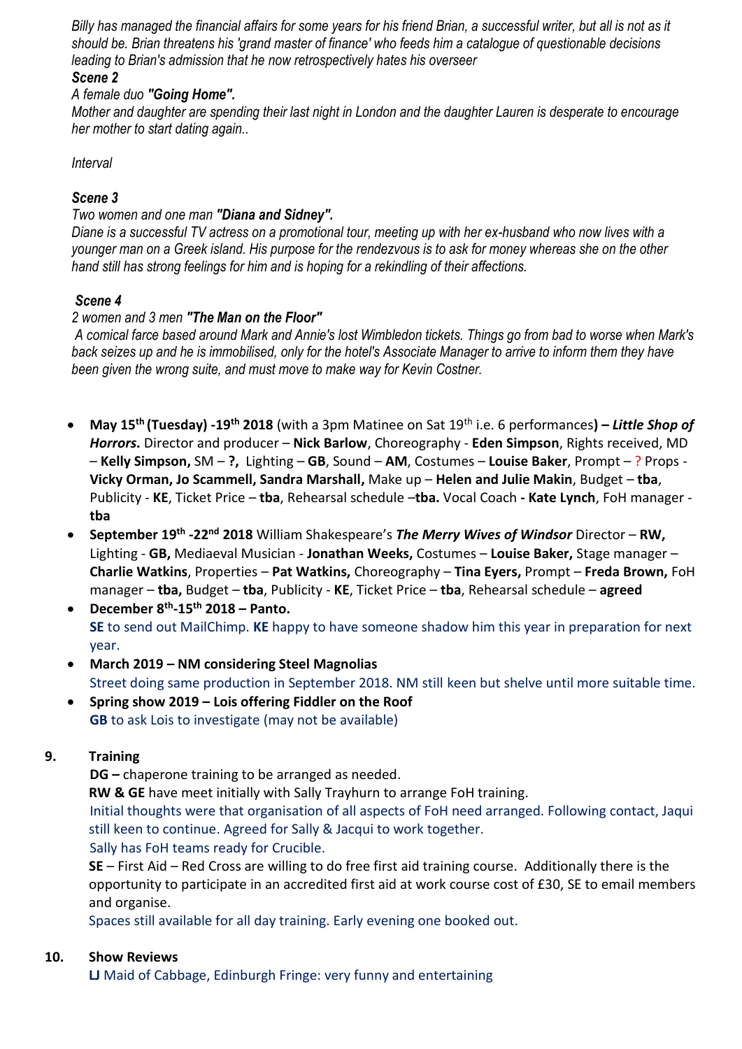*Billy has managed the financial affairs for some years for his friend Brian, a successful writer, but all is not as it should be. Brian threatens his 'grand master of finance' who feeds him a catalogue of questionable decisions leading to Brian's admission that he now retrospectively hates his overseer*

***Scene 2***

*A female duo **"Going Home".***

*Mother and daughter are spending their last night in London and the daughter Lauren is desperate to encourage her mother to start dating again..*

*Interval*

***Scene 3***

*Two women and one man **"Diana and Sidney".***

*Diane is a successful TV actress on a promotional tour, meeting up with her ex-husband who now lives with a younger man on a Greek island. His purpose for the rendezvous is to ask for money whereas she on the other hand still has strong feelings for him and is hoping for a rekindling of their affections.*

***Scene 4***

*2 women and 3 men **"The Man on the Floor"***

*A comical farce based around Mark and Annie's lost Wimbledon tickets. Things go from bad to worse when Mark's back seizes up and he is immobilised, only for the hotel's Associate Manager to arrive to inform them they have been given the wrong suite, and must move to make way for Kevin Costner.*

- **May 15th (Tuesday) -19th 2018** (with a 3pm Matinee on Sat 19th i.e. 6 performances**) – *Little Shop of Horrors*.** Director and producer – **Nick Barlow**, Choreography - **Eden Simpson**, Rights received, MD – **Kelly Simpson,** SM – **?,** Lighting – **GB**, Sound – **AM**, Costumes – **Louise Baker**, Prompt – ? Props - **Vicky Orman, Jo Scammell, Sandra Marshall,** Make up – **Helen and Julie Makin**, Budget – **tba**, Publicity - **KE**, Ticket Price – **tba**, Rehearsal schedule –**tba.** Vocal Coach **- Kate Lynch**, FoH manager - **tba**
- **September 19th -22nd 2018** William Shakespeare's ***The Merry Wives of Windsor*** Director – **RW,** Lighting - **GB,** Mediaeval Musician - **Jonathan Weeks,** Costumes – **Louise Baker,** Stage manager – **Charlie Watkins**, Properties – **Pat Watkins,** Choreography – **Tina Eyers,** Prompt – **Freda Brown,** FoH manager – **tba,** Budget – **tba**, Publicity - **KE**, Ticket Price – **tba**, Rehearsal schedule – **agreed**
- **December 8th-15th 2018 – Panto.**
  **SE** to send out MailChimp. **KE** happy to have someone shadow him this year in preparation for next year.
- **March 2019 – NM considering Steel Magnolias**
  Street doing same production in September 2018. NM still keen but shelve until more suitable time.
- **Spring show 2019 – Lois offering Fiddler on the Roof**
  **GB** to ask Lois to investigate (may not be available)

**9. Training**

**DG –** chaperone training to be arranged as needed.

**RW & GE** have meet initially with Sally Trayhurn to arrange FoH training.

Initial thoughts were that organisation of all aspects of FoH need arranged. Following contact, Jaqui still keen to continue. Agreed for Sally & Jacqui to work together.

Sally has FoH teams ready for Crucible.

**SE** – First Aid – Red Cross are willing to do free first aid training course. Additionally there is the opportunity to participate in an accredited first aid at work course cost of £30, SE to email members and organise.

Spaces still available for all day training. Early evening one booked out.

**10. Show Reviews**

**LJ** Maid of Cabbage, Edinburgh Fringe: very funny and entertaining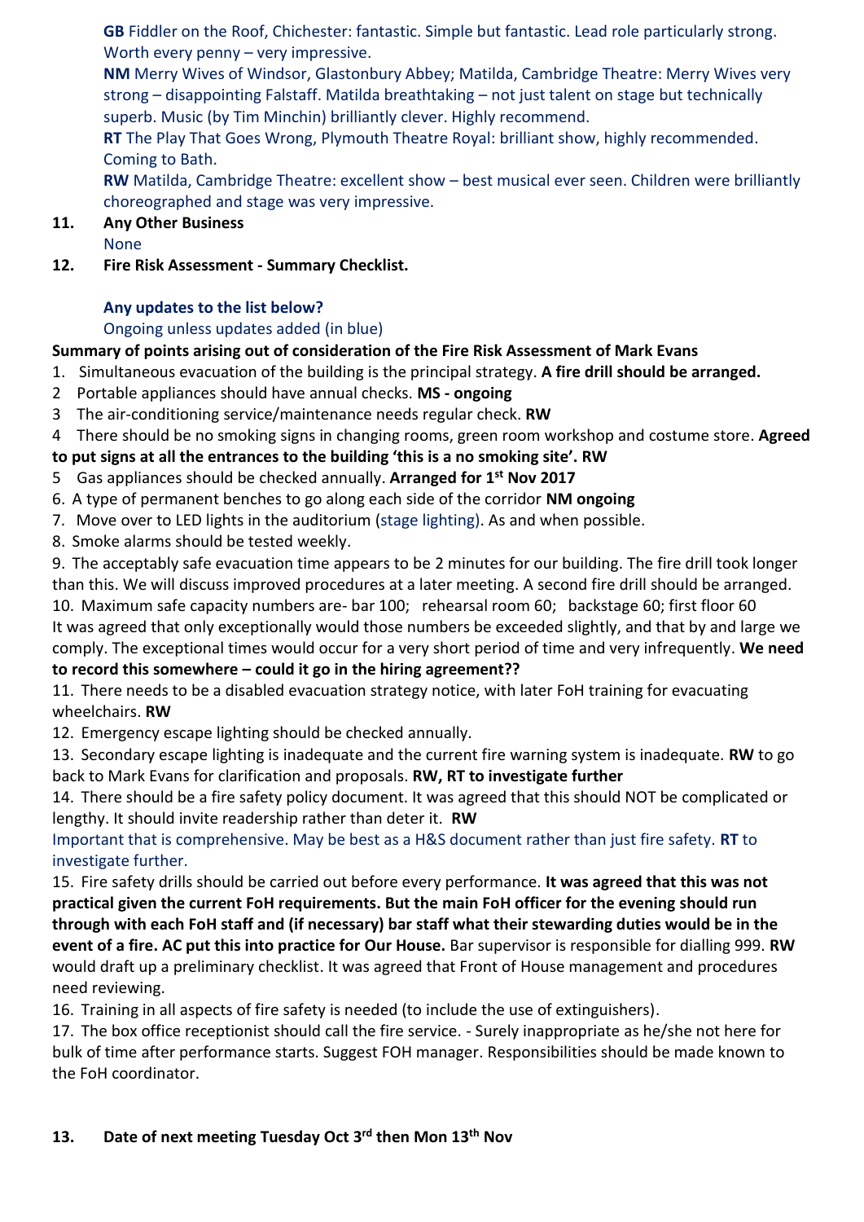**GB** Fiddler on the Roof, Chichester: fantastic. Simple but fantastic. Lead role particularly strong. Worth every penny – very impressive.

**NM** Merry Wives of Windsor, Glastonbury Abbey; Matilda, Cambridge Theatre: Merry Wives very strong – disappointing Falstaff. Matilda breathtaking – not just talent on stage but technically superb. Music (by Tim Minchin) brilliantly clever. Highly recommend.

**RT** The Play That Goes Wrong, Plymouth Theatre Royal: brilliant show, highly recommended. Coming to Bath.

**RW** Matilda, Cambridge Theatre: excellent show – best musical ever seen. Children were brilliantly choreographed and stage was very impressive.

**11. Any Other Business**

None

**12. Fire Risk Assessment - Summary Checklist.**

**Any updates to the list below?**

Ongoing unless updates added (in blue)

**Summary of points arising out of consideration of the Fire Risk Assessment of Mark Evans**

1. Simultaneous evacuation of the building is the principal strategy. **A fire drill should be arranged.**
2 Portable appliances should have annual checks. **MS - ongoing**
3 The air-conditioning service/maintenance needs regular check. **RW**
4 There should be no smoking signs in changing rooms, green room workshop and costume store. **Agreed to put signs at all the entrances to the building 'this is a no smoking site'. RW**
5 Gas appliances should be checked annually. **Arranged for 1st Nov 2017**
6. A type of permanent benches to go along each side of the corridor **NM ongoing**
7. Move over to LED lights in the auditorium (stage lighting). As and when possible.
8. Smoke alarms should be tested weekly.
9. The acceptably safe evacuation time appears to be 2 minutes for our building. The fire drill took longer than this. We will discuss improved procedures at a later meeting. A second fire drill should be arranged.
10. Maximum safe capacity numbers are- bar 100; rehearsal room 60; backstage 60; first floor 60
It was agreed that only exceptionally would those numbers be exceeded slightly, and that by and large we comply. The exceptional times would occur for a very short period of time and very infrequently. **We need to record this somewhere – could it go in the hiring agreement??**
11. There needs to be a disabled evacuation strategy notice, with later FoH training for evacuating wheelchairs. **RW**
12. Emergency escape lighting should be checked annually.
13. Secondary escape lighting is inadequate and the current fire warning system is inadequate. **RW** to go back to Mark Evans for clarification and proposals. **RW, RT to investigate further**
14. There should be a fire safety policy document. It was agreed that this should NOT be complicated or lengthy. It should invite readership rather than deter it. **RW**
Important that is comprehensive. May be best as a H&S document rather than just fire safety. **RT** to investigate further.
15. Fire safety drills should be carried out before every performance. **It was agreed that this was not practical given the current FoH requirements. But the main FoH officer for the evening should run through with each FoH staff and (if necessary) bar staff what their stewarding duties would be in the event of a fire. AC put this into practice for Our House.** Bar supervisor is responsible for dialling 999. **RW** would draft up a preliminary checklist. It was agreed that Front of House management and procedures need reviewing.
16. Training in all aspects of fire safety is needed (to include the use of extinguishers).
17. The box office receptionist should call the fire service. - Surely inappropriate as he/she not here for bulk of time after performance starts. Suggest FOH manager. Responsibilities should be made known to the FoH coordinator.

**13. Date of next meeting Tuesday Oct 3rd then Mon 13th Nov**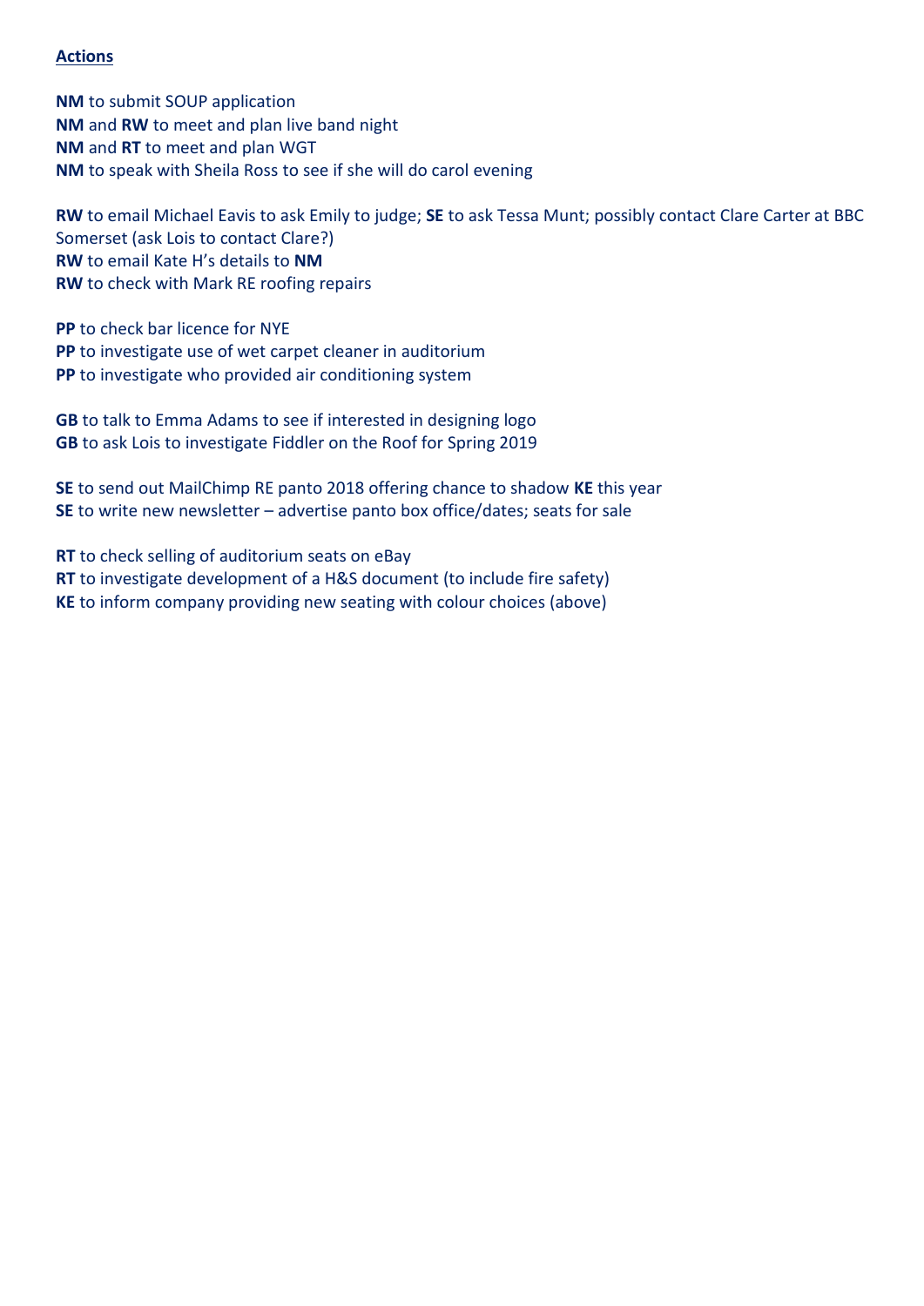**Actions**

**NM** to submit SOUP application
**NM** and **RW** to meet and plan live band night
**NM** and **RT** to meet and plan WGT
**NM** to speak with Sheila Ross to see if she will do carol evening

**RW** to email Michael Eavis to ask Emily to judge; **SE** to ask Tessa Munt; possibly contact Clare Carter at BBC Somerset (ask Lois to contact Clare?)
**RW** to email Kate H's details to **NM**
**RW** to check with Mark RE roofing repairs

**PP** to check bar licence for NYE
**PP** to investigate use of wet carpet cleaner in auditorium
**PP** to investigate who provided air conditioning system

**GB** to talk to Emma Adams to see if interested in designing logo
**GB** to ask Lois to investigate Fiddler on the Roof for Spring 2019

**SE** to send out MailChimp RE panto 2018 offering chance to shadow **KE** this year
**SE** to write new newsletter – advertise panto box office/dates; seats for sale

**RT** to check selling of auditorium seats on eBay
**RT** to investigate development of a H&S document (to include fire safety)
**KE** to inform company providing new seating with colour choices (above)